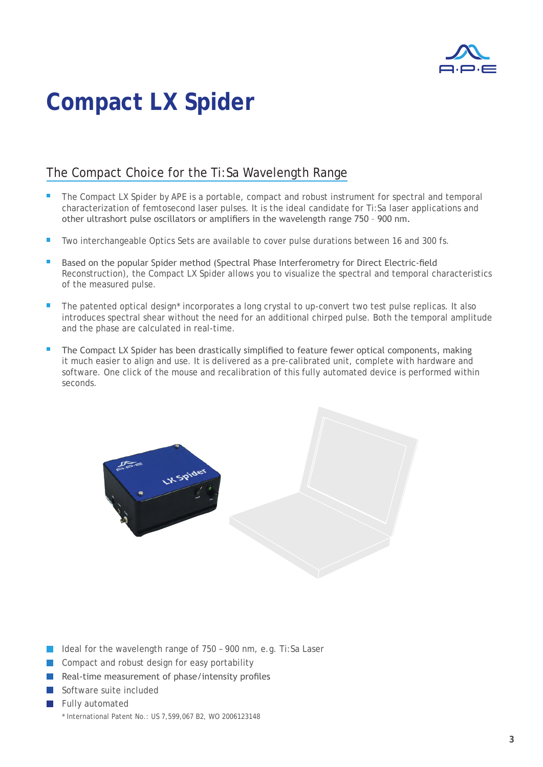# Compact LX Spider

## The Compact Choice for the Ti:Sa Wavelength Range

- The Compact LX Spider by APE is a portable, compact and robust instrument for spectral and temporal characterization of femtosecond laser pulses. It is the ideal candidate for Ti:Sa laser applications and other ultrashort pulse oscillators or amplifiers in the wavelength range 750 – 900 nm.
- Two interchangeable Optics Sets are available to cover pulse durations between 16 and 300 fs.
- Based on the popular Spider method (Spectral Phase Interferometry for Direct Electric-field Reconstruction), the Compact LX Spider allows you to visualize the spectral and temporal characteristics of the measured pulse.
- The patented optical design* incorporates a long crystal to up-convert two test pulse replicas. It also introduces spectral shear without the need for an additional chirped pulse. Both the temporal amplitude and the phase are calculated in real-time.
- The Compact LX Spider has been drastically simplified to feature fewer optical components, making it much easier to align and use. It is delivered as a pre-calibrated unit, complete with hardware and software. One click of the mouse and recalibration of this fully automated device is performed within seconds.

- Ideal for the wavelength range of 750 – 900 nm, e.g. Ti:Sa Laser
- Compact and robust design for easy portability
- Real-time measurement of phase/intensity profiles
- Software suite included
- Fully automated

* International Patent No.: US 7,599,067 B2, WO 2006123148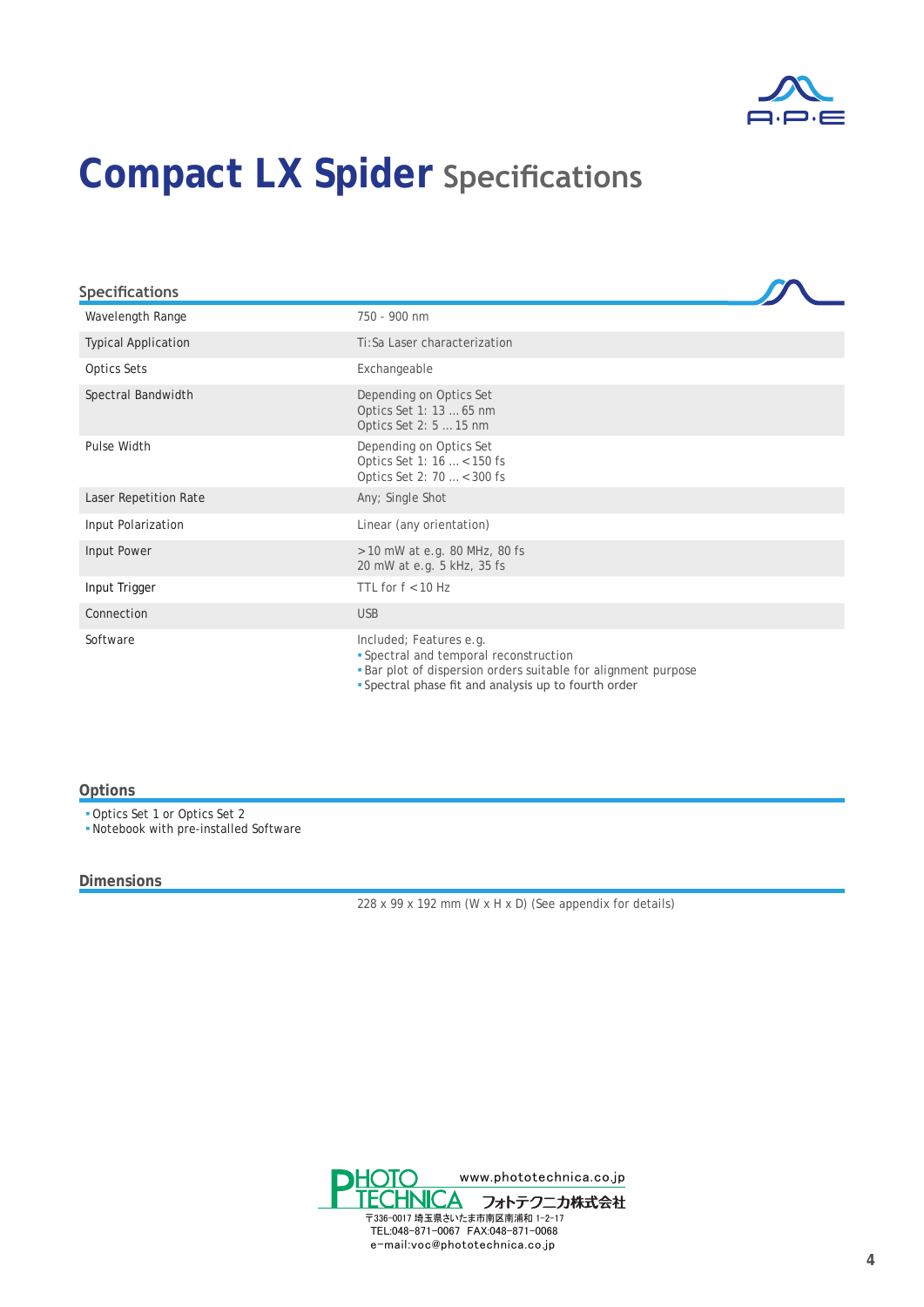# Compact LX Spider Specifications

## Specifications

| | |
|---|---|
| Wavelength Range | 750 - 900 nm |
| Typical Application | Ti:Sa Laser characterization |
| Optics Sets | Exchangeable |
| Spectral Bandwidth | Depending on Optics Set<br>Optics Set 1: 13 ... 65 nm<br>Optics Set 2: 5 ... 15 nm |
| Pulse Width | Depending on Optics Set<br>Optics Set 1: 16 ... < 150 fs<br>Optics Set 2: 70 ... < 300 fs |
| Laser Repetition Rate | Any; Single Shot |
| Input Polarization | Linear (any orientation) |
| Input Power | > 10 mW at e.g. 80 MHz, 80 fs<br>20 mW at e.g. 5 kHz, 35 fs |
| Input Trigger | TTL for f < 10 Hz |
| Connection | USB |
| Software | Included; Features e.g.<br>▪ Spectral and temporal reconstruction<br>▪ Bar plot of dispersion orders suitable for alignment purpose<br>▪ Spectral phase fit and analysis up to fourth order |

## Options

- Optics Set 1 or Optics Set 2
- Notebook with pre-installed Software

## Dimensions

228 x 99 x 192 mm (W x H x D) (See appendix for details)

PHOTO TECHNICA
www.phototechnica.co.jp
フォトテクニカ株式会社
〒336-0017 埼玉県さいたま市南区南浦和 1-2-17
TEL:048-871-0067 FAX:048-871-0068
e-mail:voc@phototechnica.co.jp